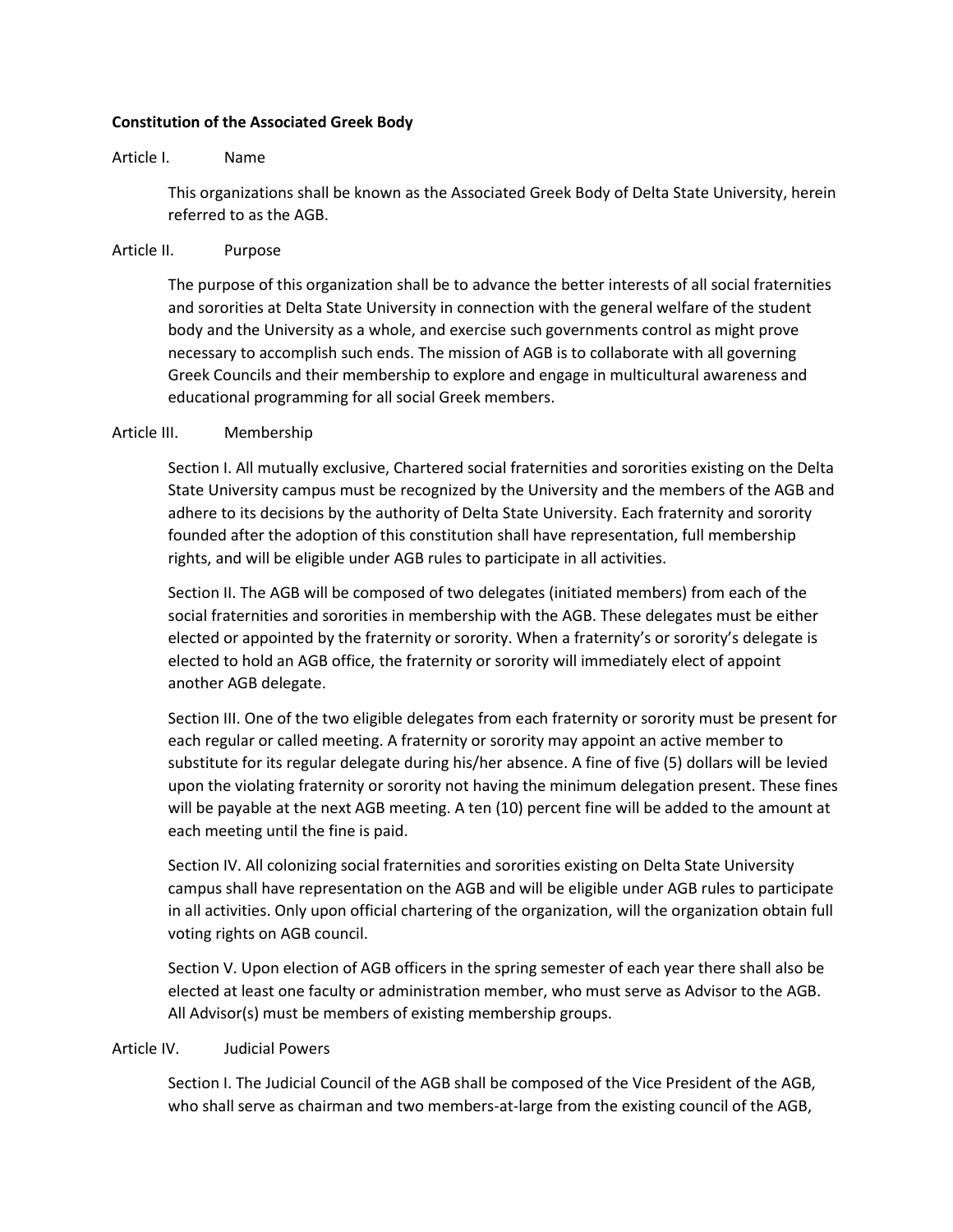**Constitution of the Associated Greek Body**

Article I. Name

This organizations shall be known as the Associated Greek Body of Delta State University, herein referred to as the AGB.

Article II. Purpose

The purpose of this organization shall be to advance the better interests of all social fraternities and sororities at Delta State University in connection with the general welfare of the student body and the University as a whole, and exercise such governments control as might prove necessary to accomplish such ends. The mission of AGB is to collaborate with all governing Greek Councils and their membership to explore and engage in multicultural awareness and educational programming for all social Greek members.

Article III. Membership

Section I. All mutually exclusive, Chartered social fraternities and sororities existing on the Delta State University campus must be recognized by the University and the members of the AGB and adhere to its decisions by the authority of Delta State University. Each fraternity and sorority founded after the adoption of this constitution shall have representation, full membership rights, and will be eligible under AGB rules to participate in all activities.

Section II. The AGB will be composed of two delegates (initiated members) from each of the social fraternities and sororities in membership with the AGB. These delegates must be either elected or appointed by the fraternity or sorority. When a fraternity's or sorority's delegate is elected to hold an AGB office, the fraternity or sorority will immediately elect of appoint another AGB delegate.

Section III. One of the two eligible delegates from each fraternity or sorority must be present for each regular or called meeting. A fraternity or sorority may appoint an active member to substitute for its regular delegate during his/her absence. A fine of five (5) dollars will be levied upon the violating fraternity or sorority not having the minimum delegation present. These fines will be payable at the next AGB meeting. A ten (10) percent fine will be added to the amount at each meeting until the fine is paid.

Section IV. All colonizing social fraternities and sororities existing on Delta State University campus shall have representation on the AGB and will be eligible under AGB rules to participate in all activities. Only upon official chartering of the organization, will the organization obtain full voting rights on AGB council.

Section V. Upon election of AGB officers in the spring semester of each year there shall also be elected at least one faculty or administration member, who must serve as Advisor to the AGB. All Advisor(s) must be members of existing membership groups.

Article IV. Judicial Powers

Section I. The Judicial Council of the AGB shall be composed of the Vice President of the AGB, who shall serve as chairman and two members-at-large from the existing council of the AGB,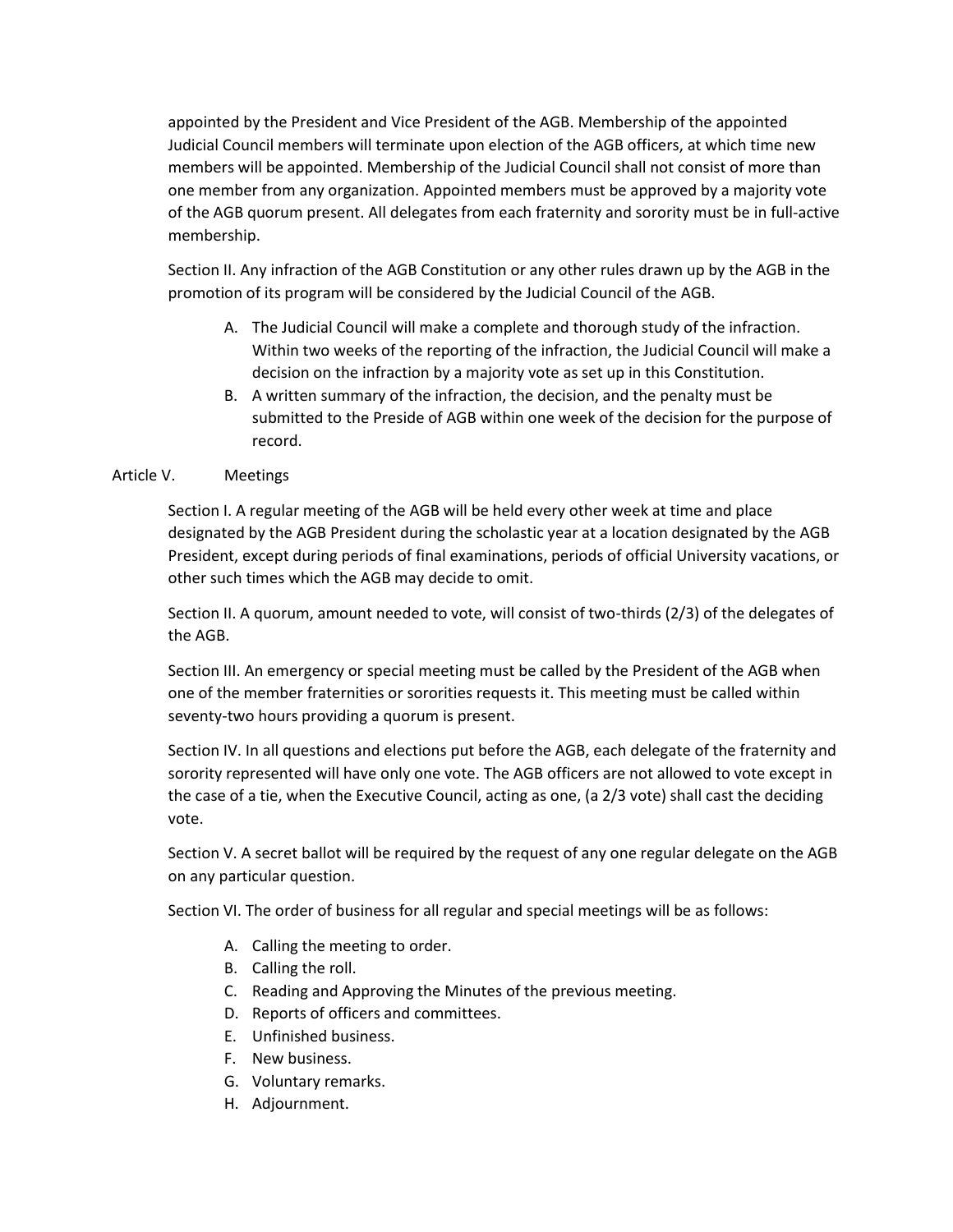appointed by the President and Vice President of the AGB. Membership of the appointed Judicial Council members will terminate upon election of the AGB officers, at which time new members will be appointed. Membership of the Judicial Council shall not consist of more than one member from any organization. Appointed members must be approved by a majority vote of the AGB quorum present. All delegates from each fraternity and sorority must be in full-active membership.

Section II. Any infraction of the AGB Constitution or any other rules drawn up by the AGB in the promotion of its program will be considered by the Judicial Council of the AGB.

A. The Judicial Council will make a complete and thorough study of the infraction. Within two weeks of the reporting of the infraction, the Judicial Council will make a decision on the infraction by a majority vote as set up in this Constitution.
B. A written summary of the infraction, the decision, and the penalty must be submitted to the Preside of AGB within one week of the decision for the purpose of record.

Article V. Meetings

Section I. A regular meeting of the AGB will be held every other week at time and place designated by the AGB President during the scholastic year at a location designated by the AGB President, except during periods of final examinations, periods of official University vacations, or other such times which the AGB may decide to omit.

Section II. A quorum, amount needed to vote, will consist of two-thirds (2/3) of the delegates of the AGB.

Section III. An emergency or special meeting must be called by the President of the AGB when one of the member fraternities or sororities requests it. This meeting must be called within seventy-two hours providing a quorum is present.

Section IV. In all questions and elections put before the AGB, each delegate of the fraternity and sorority represented will have only one vote. The AGB officers are not allowed to vote except in the case of a tie, when the Executive Council, acting as one, (a 2/3 vote) shall cast the deciding vote.

Section V. A secret ballot will be required by the request of any one regular delegate on the AGB on any particular question.

Section VI. The order of business for all regular and special meetings will be as follows:

A. Calling the meeting to order.
B. Calling the roll.
C. Reading and Approving the Minutes of the previous meeting.
D. Reports of officers and committees.
E. Unfinished business.
F. New business.
G. Voluntary remarks.
H. Adjournment.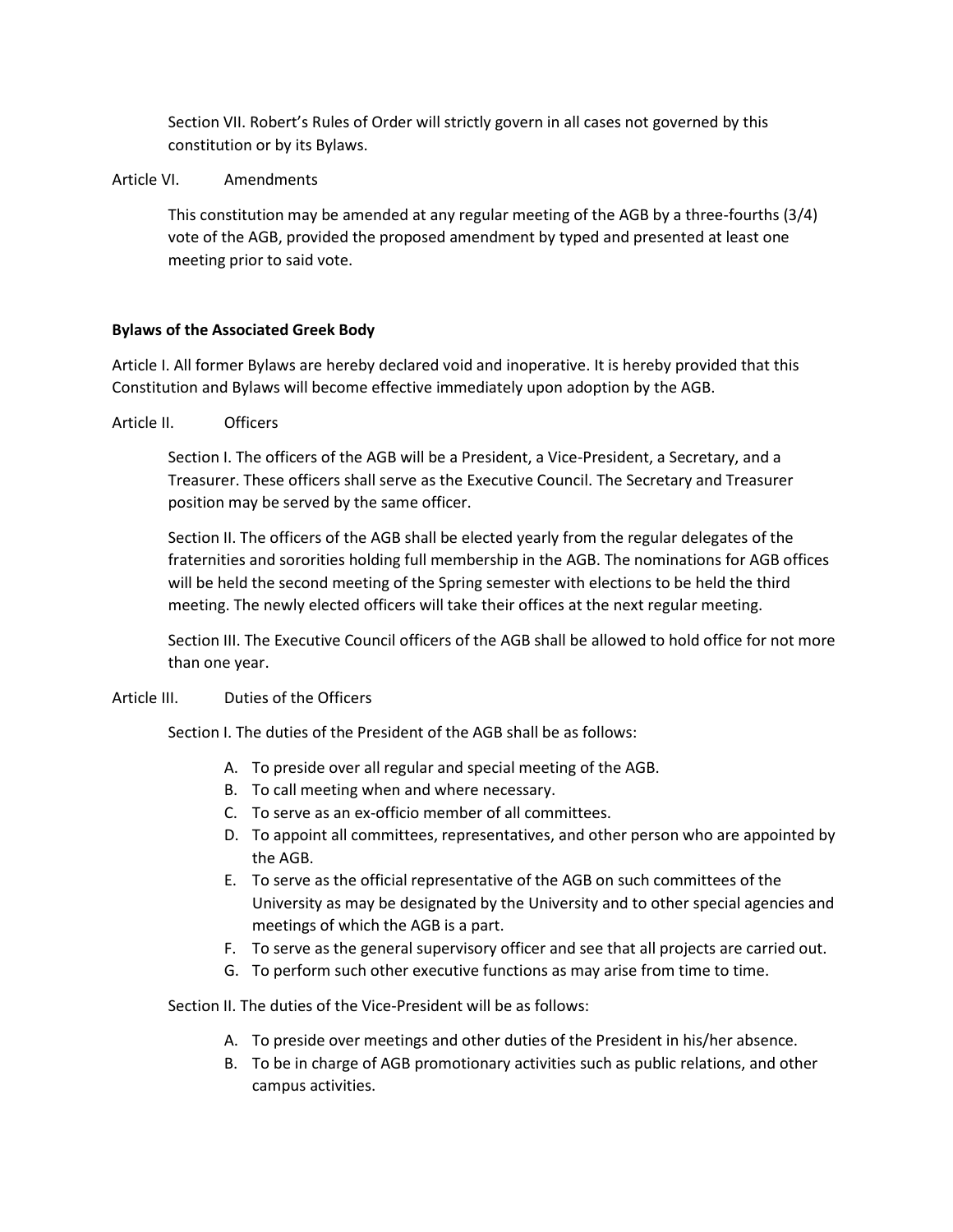Section VII. Robert's Rules of Order will strictly govern in all cases not governed by this constitution or by its Bylaws.

Article VI. Amendments

This constitution may be amended at any regular meeting of the AGB by a three-fourths (3/4) vote of the AGB, provided the proposed amendment by typed and presented at least one meeting prior to said vote.

**Bylaws of the Associated Greek Body**

Article I. All former Bylaws are hereby declared void and inoperative. It is hereby provided that this Constitution and Bylaws will become effective immediately upon adoption by the AGB.

Article II. Officers

Section I. The officers of the AGB will be a President, a Vice-President, a Secretary, and a Treasurer. These officers shall serve as the Executive Council. The Secretary and Treasurer position may be served by the same officer.

Section II. The officers of the AGB shall be elected yearly from the regular delegates of the fraternities and sororities holding full membership in the AGB. The nominations for AGB offices will be held the second meeting of the Spring semester with elections to be held the third meeting. The newly elected officers will take their offices at the next regular meeting.

Section III. The Executive Council officers of the AGB shall be allowed to hold office for not more than one year.

Article III. Duties of the Officers

Section I. The duties of the President of the AGB shall be as follows:

A. To preside over all regular and special meeting of the AGB.
B. To call meeting when and where necessary.
C. To serve as an ex-officio member of all committees.
D. To appoint all committees, representatives, and other person who are appointed by the AGB.
E. To serve as the official representative of the AGB on such committees of the University as may be designated by the University and to other special agencies and meetings of which the AGB is a part.
F. To serve as the general supervisory officer and see that all projects are carried out.
G. To perform such other executive functions as may arise from time to time.

Section II. The duties of the Vice-President will be as follows:

A. To preside over meetings and other duties of the President in his/her absence.
B. To be in charge of AGB promotionary activities such as public relations, and other campus activities.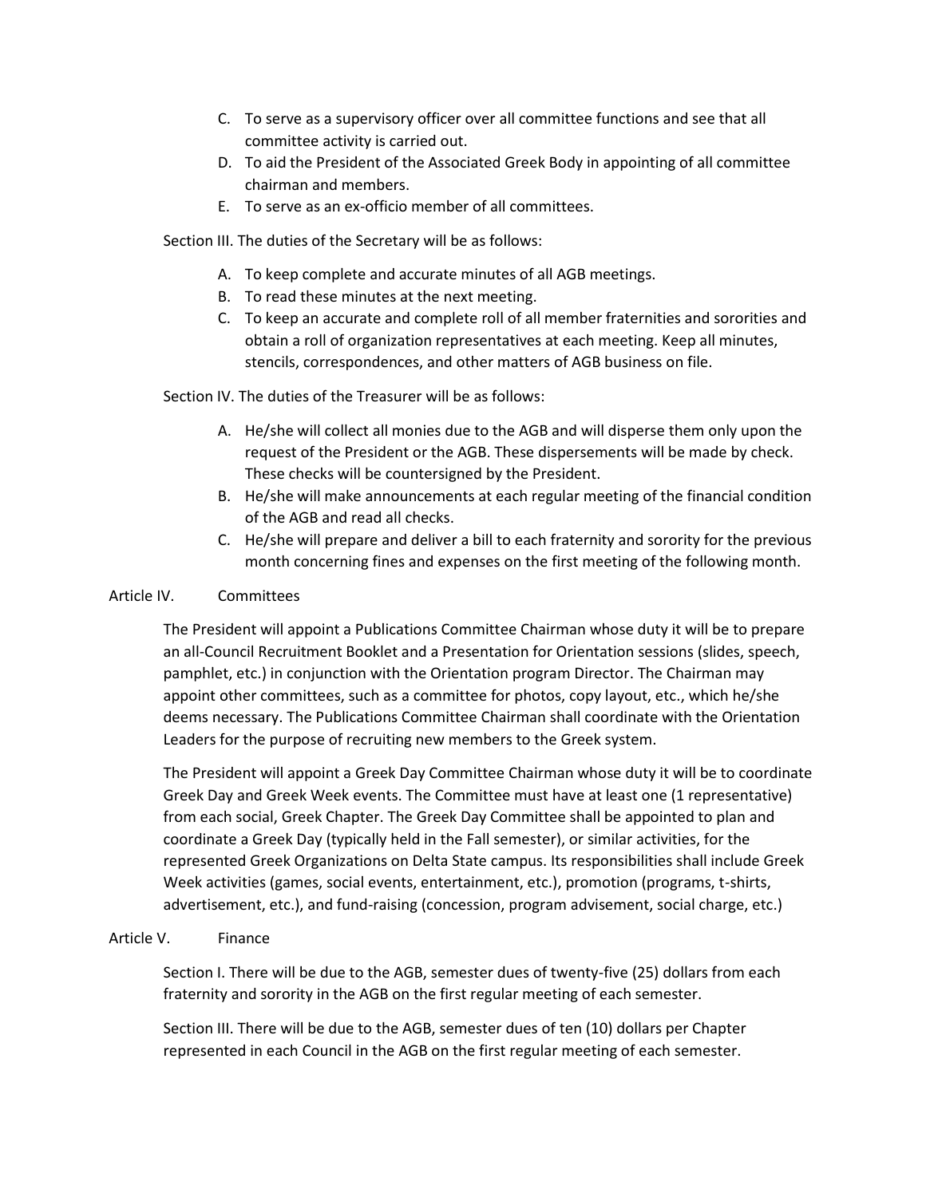C. To serve as a supervisory officer over all committee functions and see that all committee activity is carried out.
D. To aid the President of the Associated Greek Body in appointing of all committee chairman and members.
E. To serve as an ex-officio member of all committees.

Section III. The duties of the Secretary will be as follows:

A. To keep complete and accurate minutes of all AGB meetings.
B. To read these minutes at the next meeting.
C. To keep an accurate and complete roll of all member fraternities and sororities and obtain a roll of organization representatives at each meeting. Keep all minutes, stencils, correspondences, and other matters of AGB business on file.

Section IV. The duties of the Treasurer will be as follows:

A. He/she will collect all monies due to the AGB and will disperse them only upon the request of the President or the AGB. These dispersements will be made by check. These checks will be countersigned by the President.
B. He/she will make announcements at each regular meeting of the financial condition of the AGB and read all checks.
C. He/she will prepare and deliver a bill to each fraternity and sorority for the previous month concerning fines and expenses on the first meeting of the following month.

## Article IV. Committees

The President will appoint a Publications Committee Chairman whose duty it will be to prepare an all-Council Recruitment Booklet and a Presentation for Orientation sessions (slides, speech, pamphlet, etc.) in conjunction with the Orientation program Director. The Chairman may appoint other committees, such as a committee for photos, copy layout, etc., which he/she deems necessary. The Publications Committee Chairman shall coordinate with the Orientation Leaders for the purpose of recruiting new members to the Greek system.

The President will appoint a Greek Day Committee Chairman whose duty it will be to coordinate Greek Day and Greek Week events. The Committee must have at least one (1 representative) from each social, Greek Chapter. The Greek Day Committee shall be appointed to plan and coordinate a Greek Day (typically held in the Fall semester), or similar activities, for the represented Greek Organizations on Delta State campus. Its responsibilities shall include Greek Week activities (games, social events, entertainment, etc.), promotion (programs, t-shirts, advertisement, etc.), and fund-raising (concession, program advisement, social charge, etc.)

## Article V. Finance

Section I. There will be due to the AGB, semester dues of twenty-five (25) dollars from each fraternity and sorority in the AGB on the first regular meeting of each semester.

Section III. There will be due to the AGB, semester dues of ten (10) dollars per Chapter represented in each Council in the AGB on the first regular meeting of each semester.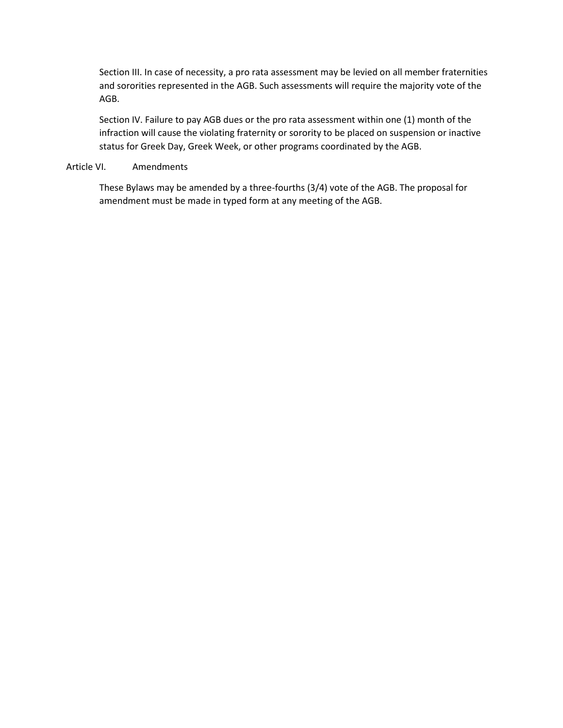Section III. In case of necessity, a pro rata assessment may be levied on all member fraternities and sororities represented in the AGB. Such assessments will require the majority vote of the AGB.

Section IV. Failure to pay AGB dues or the pro rata assessment within one (1) month of the infraction will cause the violating fraternity or sorority to be placed on suspension or inactive status for Greek Day, Greek Week, or other programs coordinated by the AGB.

## Article VI. Amendments

These Bylaws may be amended by a three-fourths (3/4) vote of the AGB. The proposal for amendment must be made in typed form at any meeting of the AGB.